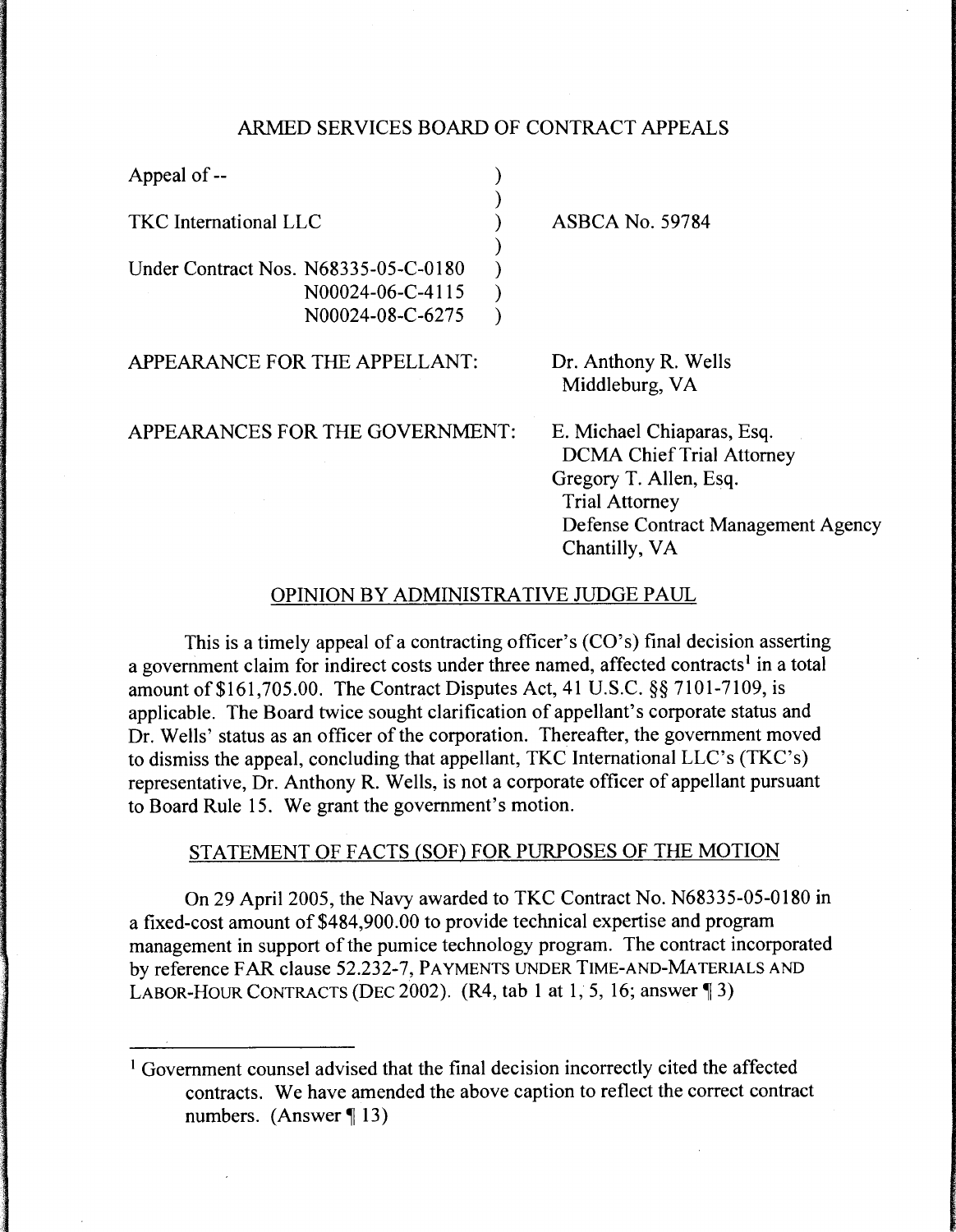ARMED SERVICES BOARD OF CONTRACT APPEALS

| | | |
|---|---|---|
| Appeal of -- | ) | |
| | ) | |
| TKC International LLC | ) | ASBCA No. 59784 |
| | ) | |
| Under Contract Nos. N68335-05-C-0180 | ) | |
| N00024-06-C-4115 | ) | |
| N00024-08-C-6275 | ) | |

APPEARANCE FOR THE APPELLANT: Dr. Anthony R. Wells
Middleburg, VA

APPEARANCES FOR THE GOVERNMENT: E. Michael Chiaparas, Esq.
DCMA Chief Trial Attorney
Gregory T. Allen, Esq.
Trial Attorney
Defense Contract Management Agency
Chantilly, VA

OPINION BY ADMINISTRATIVE JUDGE PAUL

This is a timely appeal of a contracting officer's (CO's) final decision asserting a government claim for indirect costs under three named, affected contracts[1] in a total amount of $161,705.00. The Contract Disputes Act, 41 U.S.C. §§ 7101-7109, is applicable. The Board twice sought clarification of appellant's corporate status and Dr. Wells' status as an officer of the corporation. Thereafter, the government moved to dismiss the appeal, concluding that appellant, TKC International LLC's (TKC's) representative, Dr. Anthony R. Wells, is not a corporate officer of appellant pursuant to Board Rule 15. We grant the government's motion.

STATEMENT OF FACTS (SOF) FOR PURPOSES OF THE MOTION

On 29 April 2005, the Navy awarded to TKC Contract No. N68335-05-0180 in a fixed-cost amount of $484,900.00 to provide technical expertise and program management in support of the pumice technology program. The contract incorporated by reference FAR clause 52.232-7, PAYMENTS UNDER TIME-AND-MATERIALS AND LABOR-HOUR CONTRACTS (DEC 2002). (R4, tab 1 at 1, 5, 16; answer ¶ 3)

[1] Government counsel advised that the final decision incorrectly cited the affected contracts. We have amended the above caption to reflect the correct contract numbers. (Answer ¶ 13)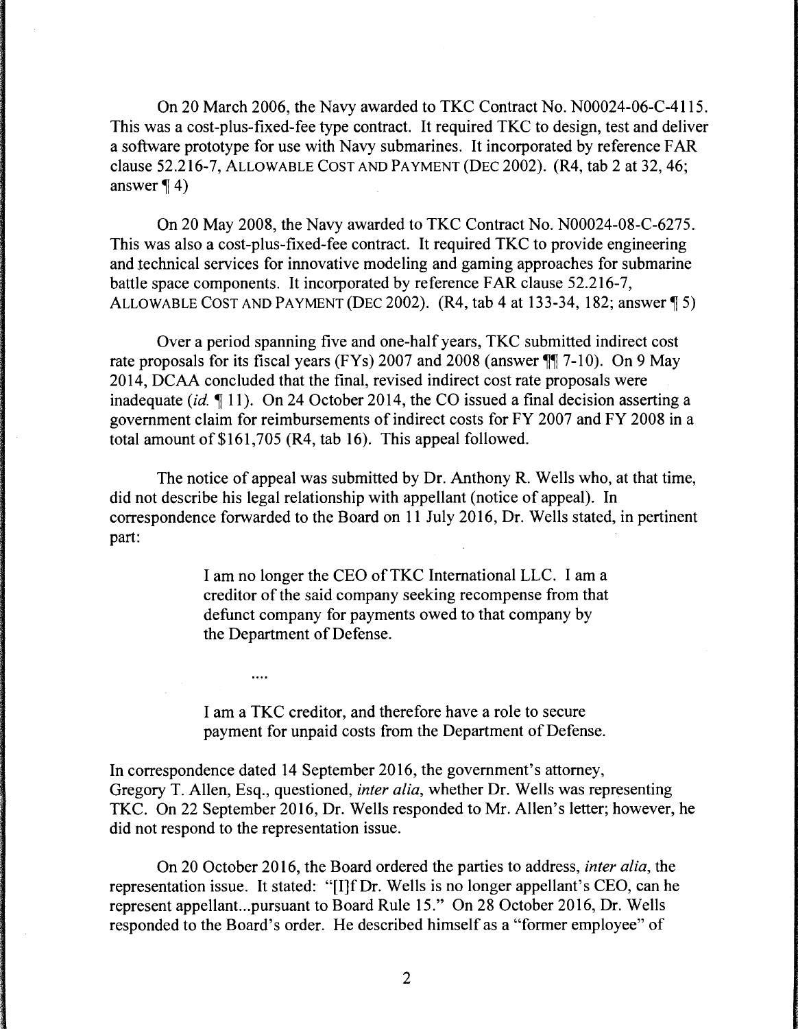On 20 March 2006, the Navy awarded to TKC Contract No. N00024-06-C-4115. This was a cost-plus-fixed-fee type contract. It required TKC to design, test and deliver a software prototype for use with Navy submarines. It incorporated by reference FAR clause 52.216-7, ALLOWABLE COST AND PAYMENT (DEC 2002). (R4, tab 2 at 32, 46; answer ¶ 4)

On 20 May 2008, the Navy awarded to TKC Contract No. N00024-08-C-6275. This was also a cost-plus-fixed-fee contract. It required TKC to provide engineering and technical services for innovative modeling and gaming approaches for submarine battle space components. It incorporated by reference FAR clause 52.216-7, ALLOWABLE COST AND PAYMENT (DEC 2002). (R4, tab 4 at 133-34, 182; answer ¶ 5)

Over a period spanning five and one-half years, TKC submitted indirect cost rate proposals for its fiscal years (FYs) 2007 and 2008 (answer ¶¶ 7-10). On 9 May 2014, DCAA concluded that the final, revised indirect cost rate proposals were inadequate (*id.* ¶ 11). On 24 October 2014, the CO issued a final decision asserting a government claim for reimbursements of indirect costs for FY 2007 and FY 2008 in a total amount of $161,705 (R4, tab 16). This appeal followed.

The notice of appeal was submitted by Dr. Anthony R. Wells who, at that time, did not describe his legal relationship with appellant (notice of appeal). In correspondence forwarded to the Board on 11 July 2016, Dr. Wells stated, in pertinent part:

> I am no longer the CEO of TKC International LLC. I am a creditor of the said company seeking recompense from that defunct company for payments owed to that company by the Department of Defense.
>
> ....
>
> I am a TKC creditor, and therefore have a role to secure payment for unpaid costs from the Department of Defense.

In correspondence dated 14 September 2016, the government's attorney, Gregory T. Allen, Esq., questioned, *inter alia*, whether Dr. Wells was representing TKC. On 22 September 2016, Dr. Wells responded to Mr. Allen's letter; however, he did not respond to the representation issue.

On 20 October 2016, the Board ordered the parties to address, *inter alia*, the representation issue. It stated: "[I]f Dr. Wells is no longer appellant's CEO, can he represent appellant...pursuant to Board Rule 15." On 28 October 2016, Dr. Wells responded to the Board's order. He described himself as a "former employee" of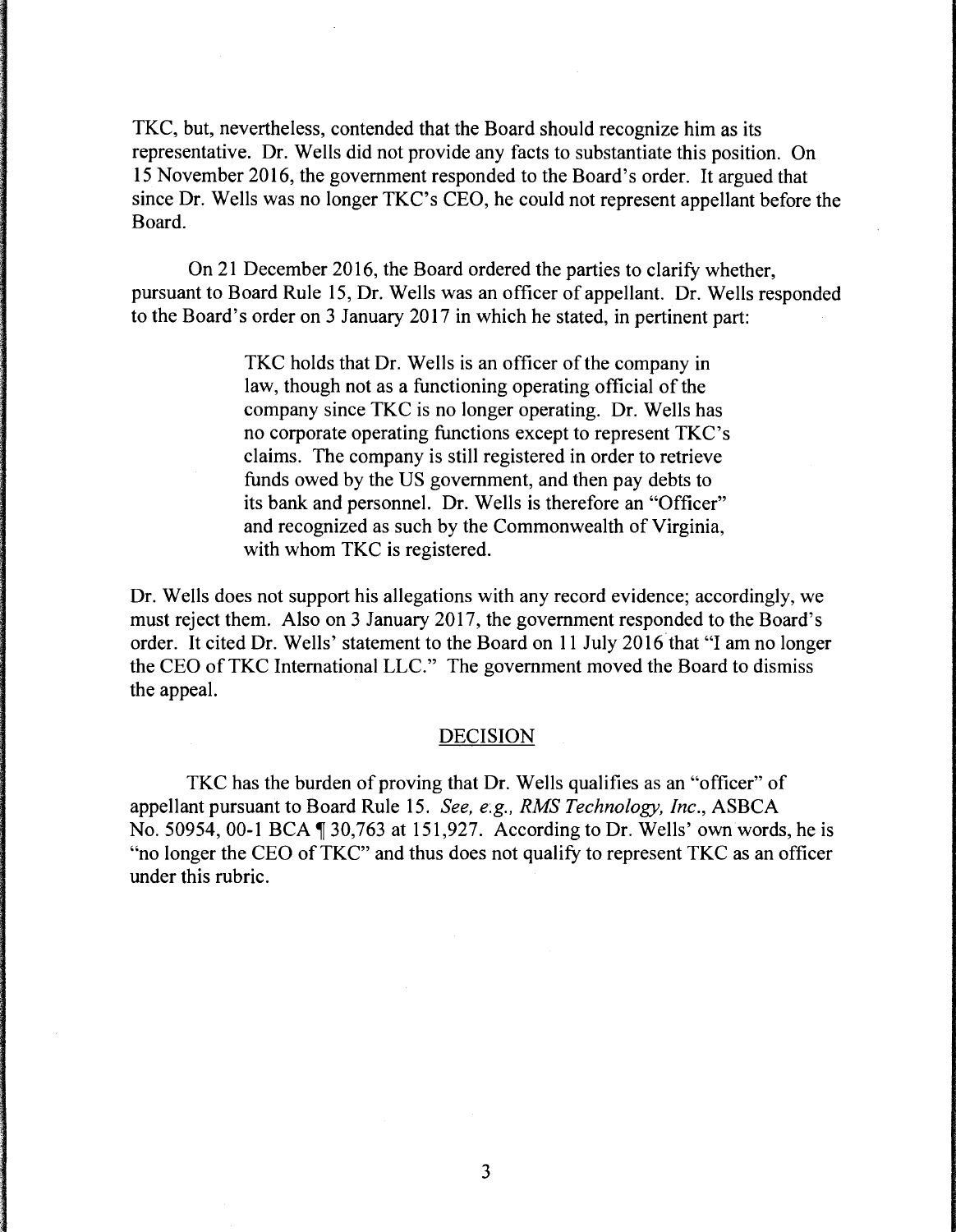TKC, but, nevertheless, contended that the Board should recognize him as its representative. Dr. Wells did not provide any facts to substantiate this position. On 15 November 2016, the government responded to the Board's order. It argued that since Dr. Wells was no longer TKC's CEO, he could not represent appellant before the Board.

On 21 December 2016, the Board ordered the parties to clarify whether, pursuant to Board Rule 15, Dr. Wells was an officer of appellant. Dr. Wells responded to the Board's order on 3 January 2017 in which he stated, in pertinent part:

> TKC holds that Dr. Wells is an officer of the company in law, though not as a functioning operating official of the company since TKC is no longer operating. Dr. Wells has no corporate operating functions except to represent TKC's claims. The company is still registered in order to retrieve funds owed by the US government, and then pay debts to its bank and personnel. Dr. Wells is therefore an "Officer" and recognized as such by the Commonwealth of Virginia, with whom TKC is registered.

Dr. Wells does not support his allegations with any record evidence; accordingly, we must reject them. Also on 3 January 2017, the government responded to the Board's order. It cited Dr. Wells' statement to the Board on 11 July 2016 that "I am no longer the CEO of TKC International LLC." The government moved the Board to dismiss the appeal.

## DECISION

TKC has the burden of proving that Dr. Wells qualifies as an "officer" of appellant pursuant to Board Rule 15. *See, e.g., RMS Technology, Inc.*, ASBCA No. 50954, 00-1 BCA ¶ 30,763 at 151,927. According to Dr. Wells' own words, he is "no longer the CEO of TKC" and thus does not qualify to represent TKC as an officer under this rubric.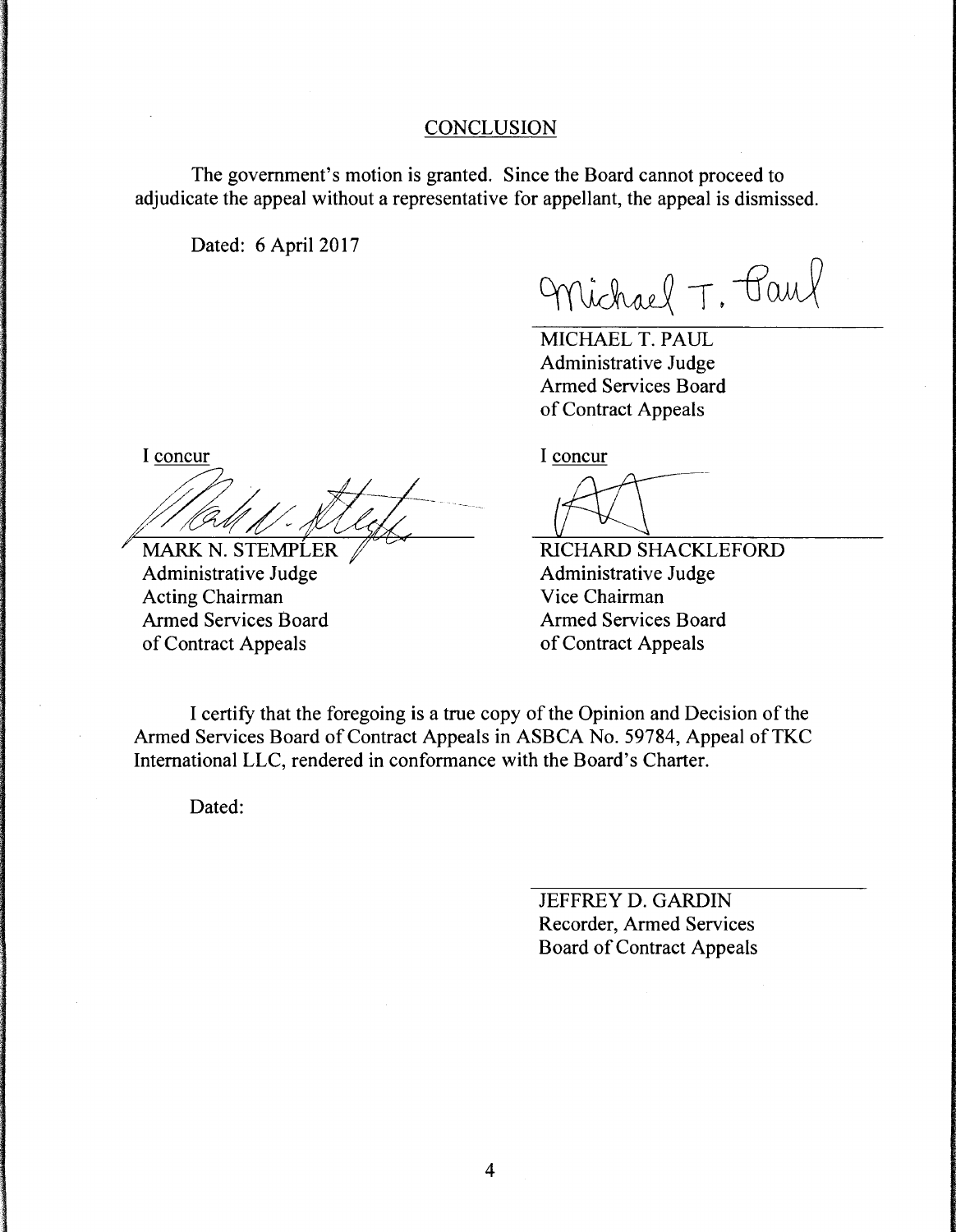## CONCLUSION

The government's motion is granted. Since the Board cannot proceed to adjudicate the appeal without a representative for appellant, the appeal is dismissed.

Dated: 6 April 2017

MICHAEL T. PAUL
Administrative Judge
Armed Services Board
of Contract Appeals

I concur

MARK N. STEMPLER
Administrative Judge
Acting Chairman
Armed Services Board
of Contract Appeals

I concur

RICHARD SHACKLEFORD
Administrative Judge
Vice Chairman
Armed Services Board
of Contract Appeals

I certify that the foregoing is a true copy of the Opinion and Decision of the Armed Services Board of Contract Appeals in ASBCA No. 59784, Appeal of TKC International LLC, rendered in conformance with the Board's Charter.

Dated:

JEFFREY D. GARDIN
Recorder, Armed Services
Board of Contract Appeals